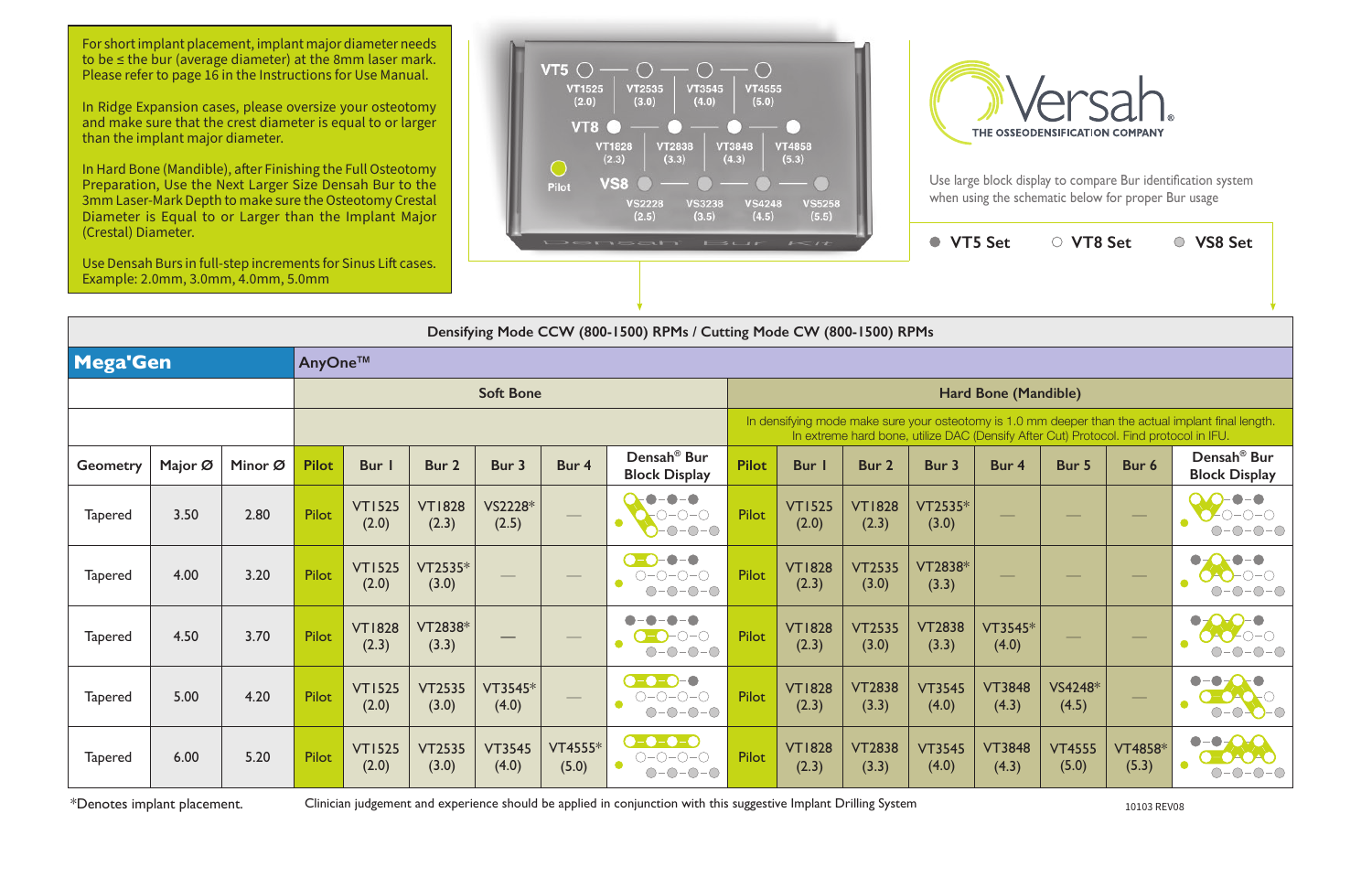For short implant placement, implant major diameter needs to be ≤ the bur (average diameter) at the 8mm laser mark. Please refer to page 16 in the Instructions for Use Manual.

In Ridge Expansion cases, please oversize your osteotomy and make sure that the crest diameter is equal to or larger than the implant major diameter.

In Hard Bone (Mandible), after Finishing the Full Osteotomy Preparation, Use the Next Larger Size Densah Bur to the 3mm Laser-Mark Depth to make sure the Osteotomy Crestal Diameter is Equal to or Larger than the Implant Major (Crestal) Diameter.

Use Densah Burs in full-step increments for Sinus Lift cases. Example: 2.0mm, 3.0mm, 4.0mm, 5.0mm

VT5: VT1525 (2.0), VT2535 (3.0), VT3545 (4.0), VT4555 (5.0)
VT8: VT1828 (2.3), VT2838 (3.3), VT3848 (4.3), VT4858 (5.3)
Pilot
VS8: VS2228 (2.5), VS3238 (3.5), VS4248 (4.5), VS5258 (5.5)

Densah Bur Kit

**Versah** — THE OSSEODENSIFICATION COMPANY

Use large block display to compare Bur identification system when using the schematic below for proper Bur usage

● VT5 Set ○ VT8 Set ◉ VS8 Set

**Densifying Mode CCW (800-1500) RPMs / Cutting Mode CW (800-1500) RPMs**

**Mega'Gen** — AnyOne™

| | | | Soft Bone | | | | | | Hard Bone (Mandible) | | | | | | | |
|---|---|---|---|---|---|---|---|---|---|---|---|---|---|---|---|---|
| | | | | | | | | | In densifying mode make sure your osteotomy is 1.0 mm deeper than the actual implant final length. In extreme hard bone, utilize DAC (Densify After Cut) Protocol. Find protocol in IFU. | | | | | | | |
| Geometry | Major Ø | Minor Ø | Pilot | Bur 1 | Bur 2 | Bur 3 | Bur 4 | Densah® Bur Block Display | Pilot | Bur 1 | Bur 2 | Bur 3 | Bur 4 | Bur 5 | Bur 6 | Densah® Bur Block Display |
| Tapered | 3.50 | 2.80 | Pilot | VT1525 (2.0) | VT1828 (2.3) | VS2228* (2.5) | — | | Pilot | VT1525 (2.0) | VT1828 (2.3) | VT2535* (3.0) | — | — | — | |
| Tapered | 4.00 | 3.20 | Pilot | VT1525 (2.0) | VT2535* (3.0) | — | — | | Pilot | VT1828 (2.3) | VT2535 (3.0) | VT2838* (3.3) | — | — | — | |
| Tapered | 4.50 | 3.70 | Pilot | VT1828 (2.3) | VT2838* (3.3) | — | — | | Pilot | VT1828 (2.3) | VT2535 (3.0) | VT2838 (3.3) | VT3545* (4.0) | — | — | |
| Tapered | 5.00 | 4.20 | Pilot | VT1525 (2.0) | VT2535 (3.0) | VT3545* (4.0) | — | | Pilot | VT1828 (2.3) | VT2838 (3.3) | VT3545 (4.0) | VT3848 (4.3) | VS4248* (4.5) | — | |
| Tapered | 6.00 | 5.20 | Pilot | VT1525 (2.0) | VT2535 (3.0) | VT3545 (4.0) | VT4555* (5.0) | | Pilot | VT1828 (2.3) | VT2838 (3.3) | VT3545 (4.0) | VT3848 (4.3) | VT4555 (5.0) | VT4858* (5.3) | |

*Denotes implant placement.

Clinician judgement and experience should be applied in conjunction with this suggestive Implant Drilling System

10103 REV08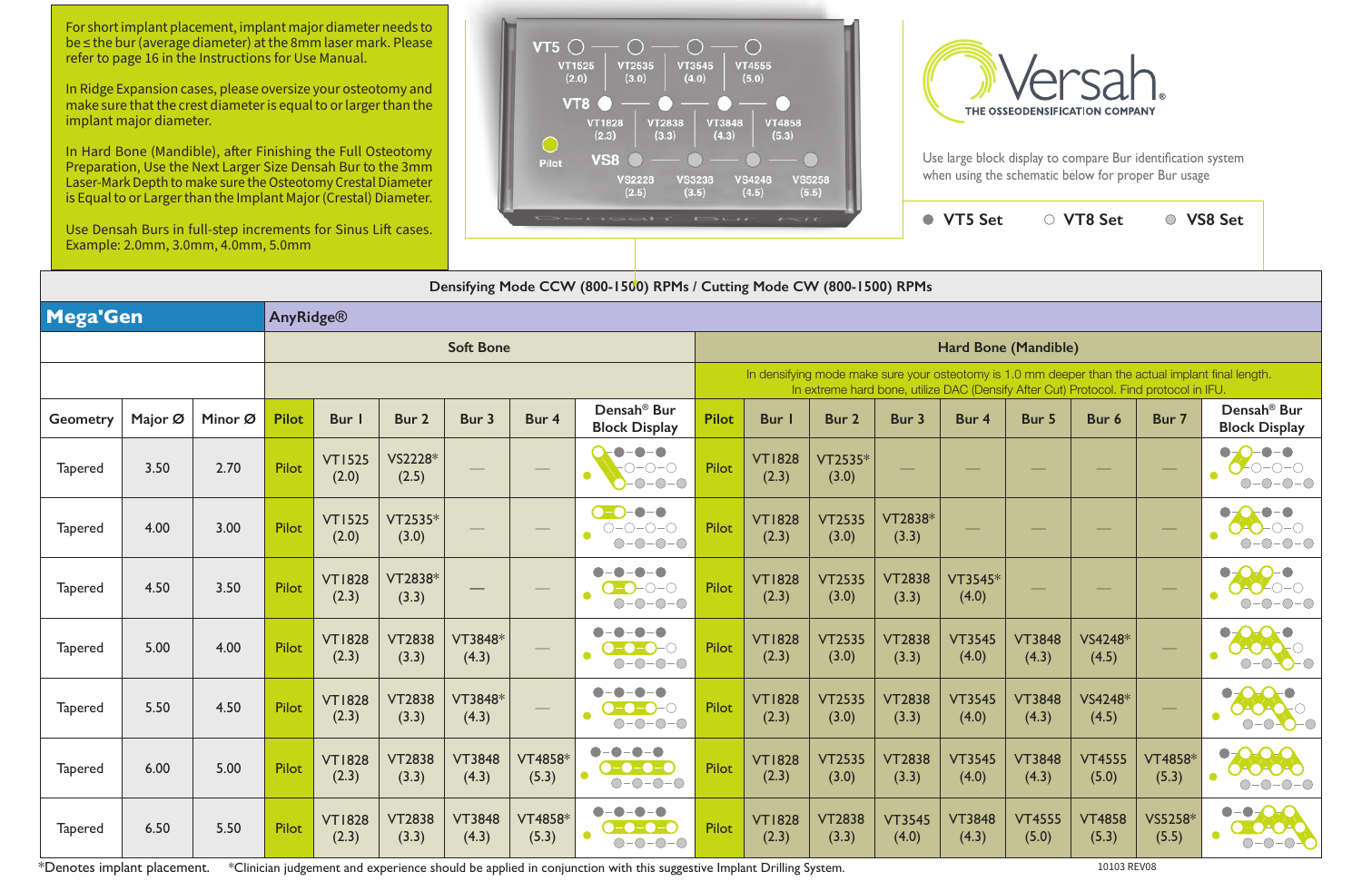For short implant placement, implant major diameter needs to be ≤ the bur (average diameter) at the 8mm laser mark. Please refer to page 16 in the Instructions for Use Manual.

In Ridge Expansion cases, please oversize your osteotomy and make sure that the crest diameter is equal to or larger than the implant major diameter.

In Hard Bone (Mandible), after Finishing the Full Osteotomy Preparation, Use the Next Larger Size Densah Bur to the 3mm Laser-Mark Depth to make sure the Osteotomy Crestal Diameter is Equal to or Larger than the Implant Major (Crestal) Diameter.

Use Densah Burs in full-step increments for Sinus Lift cases. Example: 2.0mm, 3.0mm, 4.0mm, 5.0mm

VT5: VT1525 (2.0), VT2535 (3.0), VT3545 (4.0), VT4555 (5.0)
VT8: VT1828 (2.3), VT2838 (3.3), VT3848 (4.3), VT4858 (5.3)
Pilot
VS8: VS2228 (2.5), VS3238 (3.5), VS4248 (4.5), VS5258 (5.5)

**Versah®** THE OSSEODENSIFICATION COMPANY

Use large block display to compare Bur identification system when using the schematic below for proper Bur usage

● VT5 Set ○ VT8 Set ● VS8 Set

**Densifying Mode CCW (800-1500) RPMs / Cutting Mode CW (800-1500) RPMs**

**Mega'Gen** — AnyRidge®

| | | | Soft Bone | | | | | | Hard Bone (Mandible) In densifying mode make sure your osteotomy is 1.0 mm deeper than the actual implant final length. In extreme hard bone, utilize DAC (Densify After Cut) Protocol. Find protocol in IFU. | | | | | | | | |
|---|---|---|---|---|---|---|---|---|---|---|---|---|---|---|---|---|---|
| Geometry | Major Ø | Minor Ø | Pilot | Bur 1 | Bur 2 | Bur 3 | Bur 4 | Densah® Bur Block Display | Pilot | Bur 1 | Bur 2 | Bur 3 | Bur 4 | Bur 5 | Bur 6 | Bur 7 | Densah® Bur Block Display |
| Tapered | 3.50 | 2.70 | Pilot | VT1525 (2.0) | VS2228* (2.5) | — | — | | Pilot | VT1828 (2.3) | VT2535* (3.0) | — | — | — | — | — | |
| Tapered | 4.00 | 3.00 | Pilot | VT1525 (2.0) | VT2535* (3.0) | — | — | | Pilot | VT1828 (2.3) | VT2535 (3.0) | VT2838* (3.3) | — | — | — | — | |
| Tapered | 4.50 | 3.50 | Pilot | VT1828 (2.3) | VT2838* (3.3) | — | — | | Pilot | VT1828 (2.3) | VT2535 (3.0) | VT2838 (3.3) | VT3545* (4.0) | — | — | — | |
| Tapered | 5.00 | 4.00 | Pilot | VT1828 (2.3) | VT2838 (3.3) | VT3848* (4.3) | — | | Pilot | VT1828 (2.3) | VT2535 (3.0) | VT2838 (3.3) | VT3545 (4.0) | VT3848 (4.3) | VS4248* (4.5) | — | |
| Tapered | 5.50 | 4.50 | Pilot | VT1828 (2.3) | VT2838 (3.3) | VT3848* (4.3) | — | | Pilot | VT1828 (2.3) | VT2535 (3.0) | VT2838 (3.3) | VT3545 (4.0) | VT3848 (4.3) | VS4248* (4.5) | — | |
| Tapered | 6.00 | 5.00 | Pilot | VT1828 (2.3) | VT2838 (3.3) | VT3848 (4.3) | VT4858* (5.3) | | Pilot | VT1828 (2.3) | VT2535 (3.0) | VT2838 (3.3) | VT3545 (4.0) | VT3848 (4.3) | VT4555 (5.0) | VT4858* (5.3) | |
| Tapered | 6.50 | 5.50 | Pilot | VT1828 (2.3) | VT2838 (3.3) | VT3848 (4.3) | VT4858* (5.3) | | Pilot | VT1828 (2.3) | VT2838 (3.3) | VT3545 (4.0) | VT3848 (4.3) | VT4555 (5.0) | VT4858 (5.3) | VS5258* (5.5) | |

*Denotes implant placement. *Clinician judgement and experience should be applied in conjunction with this suggestive Implant Drilling System.

10103 REV08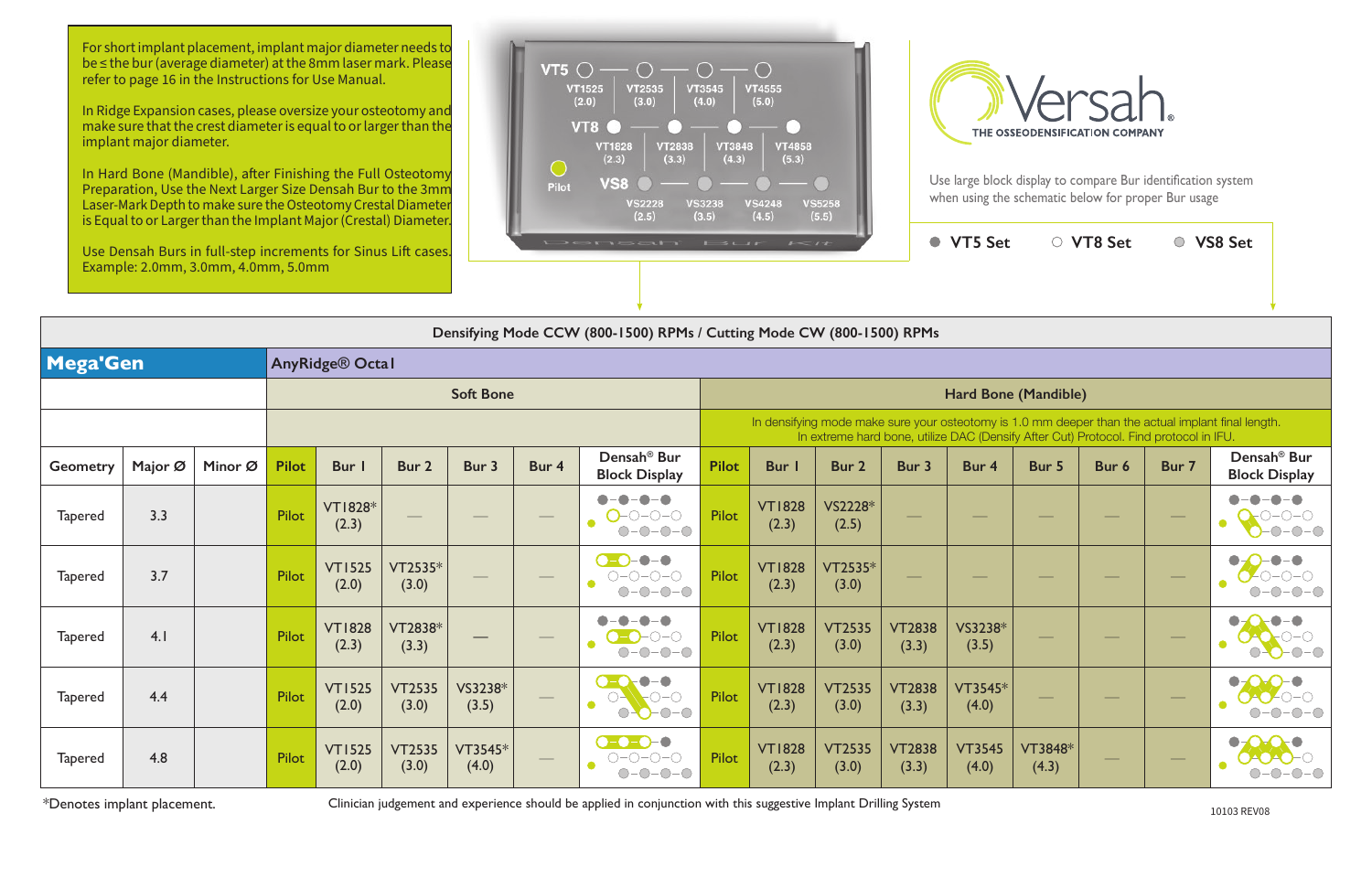For short implant placement, implant major diameter needs to be ≤ the bur (average diameter) at the 8mm laser mark. Please refer to page 16 in the Instructions for Use Manual.

In Ridge Expansion cases, please oversize your osteotomy and make sure that the crest diameter is equal to or larger than the implant major diameter.

In Hard Bone (Mandible), after Finishing the Full Osteotomy Preparation, Use the Next Larger Size Densah Bur to the 3mm Laser-Mark Depth to make sure the Osteotomy Crestal Diameter is Equal to or Larger than the Implant Major (Crestal) Diameter.

Use Densah Burs in full-step increments for Sinus Lift cases. Example: 2.0mm, 3.0mm, 4.0mm, 5.0mm

VT5: VT1525 (2.0) — VT2535 (3.0) — VT3545 (4.0) — VT4555 (5.0)

VT8: VT1828 (2.3) — VT2838 (3.3) — VT3848 (4.3) — VT4858 (5.3)

Pilot

VS8: VS2228 (2.5) — VS3238 (3.5) — VS4248 (4.5) — VS5258 (5.5)

Densah Bur Kit

**Versah** THE OSSEODENSIFICATION COMPANY

Use large block display to compare Bur identification system when using the schematic below for proper Bur usage

● VT5 Set ○ VT8 Set ◉ VS8 Set

**Densifying Mode CCW (800-1500) RPMs / Cutting Mode CW (800-1500) RPMs**

**Mega'Gen** — AnyRidge® Octa I

| | | | Soft Bone | | | | | | Hard Bone (Mandible) In densifying mode make sure your osteotomy is 1.0 mm deeper than the actual implant final length. In extreme hard bone, utilize DAC (Densify After Cut) Protocol. Find protocol in IFU. | | | | | | | | |
|---|---|---|---|---|---|---|---|---|---|---|---|---|---|---|---|---|---|
| Geometry | Major Ø | Minor Ø | Pilot | Bur 1 | Bur 2 | Bur 3 | Bur 4 | Densah® Bur Block Display | Pilot | Bur 1 | Bur 2 | Bur 3 | Bur 4 | Bur 5 | Bur 6 | Bur 7 | Densah® Bur Block Display |
| Tapered | 3.3 | | Pilot | VT1828* (2.3) | — | — | — | | Pilot | VT1828 (2.3) | VS2228* (2.5) | — | — | — | — | — | |
| Tapered | 3.7 | | Pilot | VT1525 (2.0) | VT2535* (3.0) | — | — | | Pilot | VT1828 (2.3) | VT2535* (3.0) | — | — | — | — | — | |
| Tapered | 4.1 | | Pilot | VT1828 (2.3) | VT2838* (3.3) | — | — | | Pilot | VT1828 (2.3) | VT2535 (3.0) | VT2838 (3.3) | VS3238* (3.5) | — | — | — | |
| Tapered | 4.4 | | Pilot | VT1525 (2.0) | VT2535 (3.0) | VS3238* (3.5) | — | | Pilot | VT1828 (2.3) | VT2535 (3.0) | VT2838 (3.3) | VT3545* (4.0) | — | — | — | |
| Tapered | 4.8 | | Pilot | VT1525 (2.0) | VT2535 (3.0) | VT3545* (4.0) | — | | Pilot | VT1828 (2.3) | VT2535 (3.0) | VT2838 (3.3) | VT3545 (4.0) | VT3848* (4.3) | — | — | |

*Denotes implant placement.

Clinician judgement and experience should be applied in conjunction with this suggestive Implant Drilling System

10103 REV08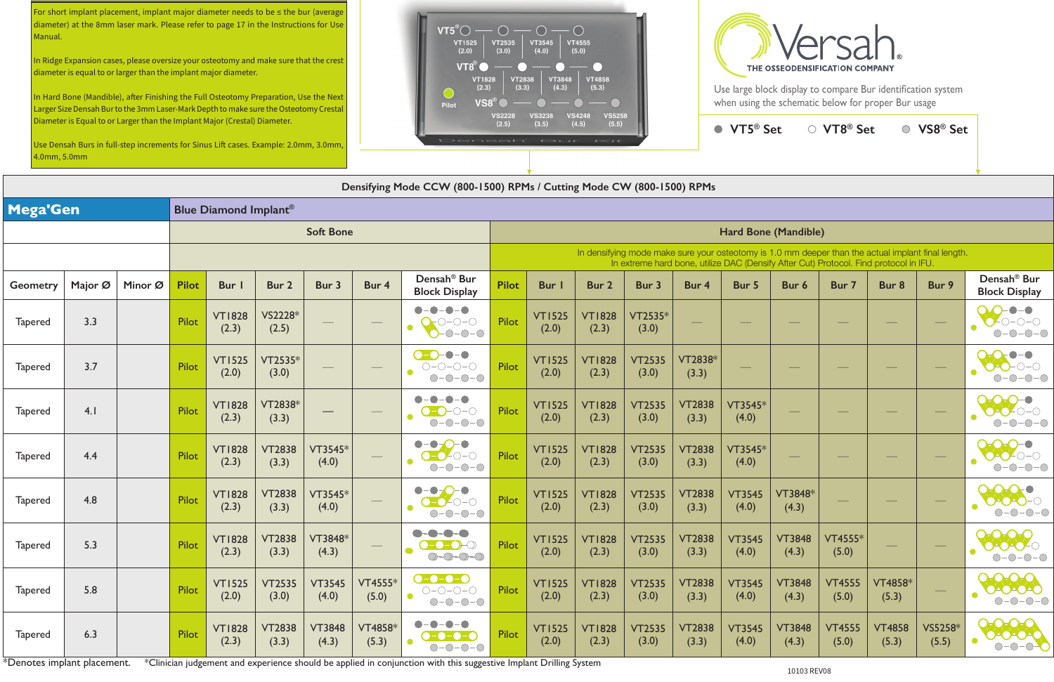For short implant placement, implant major diameter needs to be ≤ the bur (average diameter) at the 8mm laser mark. Please refer to page 17 in the Instructions for Use Manual.

In Ridge Expansion cases, please oversize your osteotomy and make sure that the crest diameter is equal to or larger than the implant major diameter.

In Hard Bone (Mandible), after Finishing the Full Osteotomy Preparation, Use the Next Larger Size Densah Bur to the 3mm Laser-Mark Depth to make sure the Osteotomy Crestal Diameter is Equal to or Larger than the Implant Major (Crestal) Diameter.

Use Densah Burs in full-step increments for Sinus Lift cases. Example: 2.0mm, 3.0mm, 4.0mm, 5.0mm

VT5® — VT1525 (2.0) — VT2535 (3.0) — VT3545 (4.0) — VT4555 (5.0)

VT8® — VT1828 (2.3) — VT2838 (3.3) — VT3848 (4.3) — VT4858 (5.3)

Pilot

VS8® — VS2228 (2.5) — VS3238 (3.5) — VS4248 (4.5) — VS5258 (5.5)

# Versah

THE OSSEODENSIFICATION COMPANY

Use large block display to compare Bur identification system when using the schematic below for proper Bur usage

● VT5® Set ○ VT8® Set ● VS8® Set

**Densifying Mode CCW (800-1500) RPMs / Cutting Mode CW (800-1500) RPMs**

## Mega'Gen — Blue Diamond Implant®

| | | | Soft Bone | | | | | | Hard Bone (Mandible) — In densifying mode make sure your osteotomy is 1.0 mm deeper than the actual implant final length. In extreme hard bone, utilize DAC (Densify After Cut) Protocol. Find protocol in IFU. | | | | | | | | | | | |
|---|---|---|---|---|---|---|---|---|---|---|---|---|---|---|---|---|---|---|---|---|
| **Geometry** | **Major Ø** | **Minor Ø** | **Pilot** | **Bur 1** | **Bur 2** | **Bur 3** | **Bur 4** | **Densah® Bur Block Display** | **Pilot** | **Bur 1** | **Bur 2** | **Bur 3** | **Bur 4** | **Bur 5** | **Bur 6** | **Bur 7** | **Bur 8** | **Bur 9** | **Densah® Bur Block Display** |
| Tapered | 3.3 | | Pilot | VT1828 (2.3) | VS2228* (2.5) | — | — | | Pilot | VT1525 (2.0) | VT1828 (2.3) | VT2535* (3.0) | — | — | — | — | — | — | |
| Tapered | 3.7 | | Pilot | VT1525 (2.0) | VT2535* (3.0) | — | — | | Pilot | VT1525 (2.0) | VT1828 (2.3) | VT2535 (3.0) | VT2838* (3.3) | — | — | — | — | — | |
| Tapered | 4.1 | | Pilot | VT1828 (2.3) | VT2838* (3.3) | — | — | | Pilot | VT1525 (2.0) | VT1828 (2.3) | VT2535 (3.0) | VT2838 (3.3) | VT3545* (4.0) | — | — | — | — | |
| Tapered | 4.4 | | Pilot | VT1828 (2.3) | VT2838 (3.3) | VT3545* (4.0) | — | | Pilot | VT1525 (2.0) | VT1828 (2.3) | VT2535 (3.0) | VT2838 (3.3) | VT3545* (4.0) | — | — | — | — | |
| Tapered | 4.8 | | Pilot | VT1828 (2.3) | VT2838 (3.3) | VT3545* (4.0) | — | | Pilot | VT1525 (2.0) | VT1828 (2.3) | VT2535 (3.0) | VT2838 (3.3) | VT3545 (4.0) | VT3848* (4.3) | — | — | — | |
| Tapered | 5.3 | | Pilot | VT1828 (2.3) | VT2838 (3.3) | VT3848* (4.3) | — | | Pilot | VT1525 (2.0) | VT1828 (2.3) | VT2535 (3.0) | VT2838 (3.3) | VT3545 (4.0) | VT3848 (4.3) | VT4555* (5.0) | — | — | |
| Tapered | 5.8 | | Pilot | VT1525 (2.0) | VT2535 (3.0) | VT3545 (4.0) | VT4555* (5.0) | | Pilot | VT1525 (2.0) | VT1828 (2.3) | VT2535 (3.0) | VT2838 (3.3) | VT3545 (4.0) | VT3848 (4.3) | VT4555 (5.0) | VT4858* (5.3) | — | |
| Tapered | 6.3 | | Pilot | VT1828 (2.3) | VT2838 (3.3) | VT3848 (4.3) | VT4858* (5.3) | | Pilot | VT1525 (2.0) | VT1828 (2.3) | VT2535 (3.0) | VT2838 (3.3) | VT3545 (4.0) | VT3848 (4.3) | VT4555 (5.0) | VT4858 (5.3) | VS5258* (5.5) | |

*Denotes implant placement. *Clinician judgement and experience should be applied in conjunction with this suggestive Implant Drilling System

10103 REV08